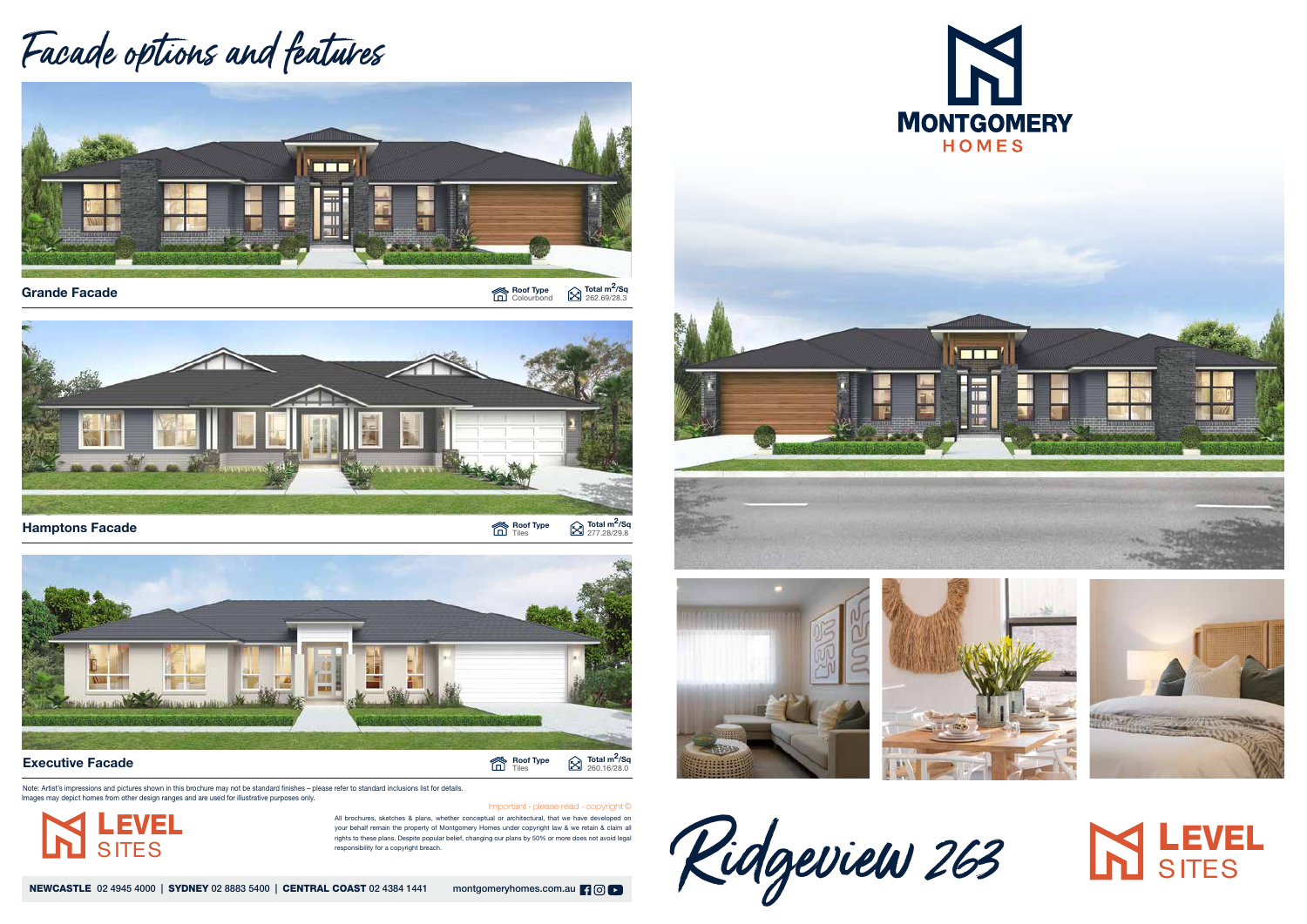# Facade options and features

## Grande Facade

**Roof Type** Colourbond | **Total m²/Sq** 262.69/28.3

## Hamptons Facade

**Roof Type** Tiles | **Total m²/Sq** 277.28/29.8

## Executive Facade

**Roof Type** Tiles | **Total m²/Sq** 260.16/28.0

Note: Artist's impressions and pictures shown in this brochure may not be standard finishes – please refer to standard inclusions list for details. Images may depict homes from other design ranges and are used for illustrative purposes only.

Important - please read - copyright ©

All brochures, sketches & plans, whether conceptual or architectural, that we have developed on your behalf remain the property of Montgomery Homes under copyright law & we retain & claim all rights to these plans. Despite popular belief, changing our plans by 50% or more does not avoid legal responsibility for a copyright breach.

LEVEL SITES

**NEWCASTLE** 02 4945 4000 | **SYDNEY** 02 8883 5400 | **CENTRAL COAST** 02 4384 1441    montgomeryhomes.com.au

MONTGOMERY HOMES

# Ridgeview 263

LEVEL SITES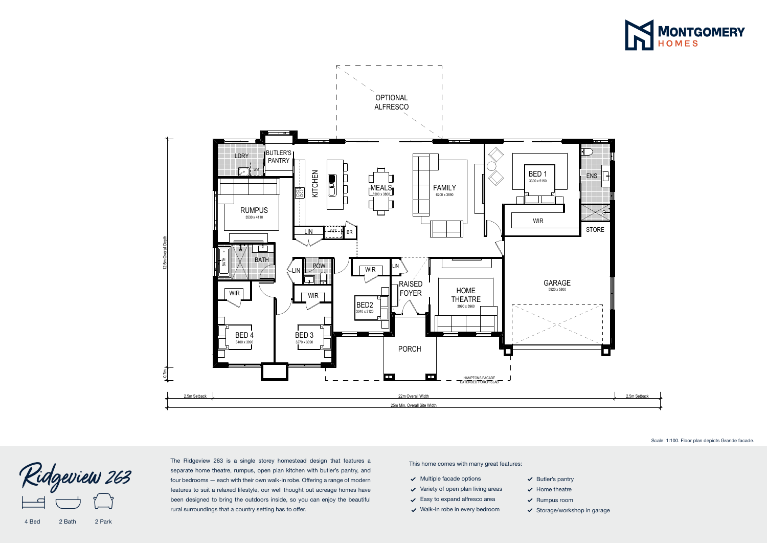MONTGOMERY HOMES

OPTIONAL ALFRESCO

LDRY
BUTLER'S PANTRY
KITCHEN
MEALS
6200 x 3800
FAMILY
6200 x 3890
BED 1
3300 x 5150
ENS
WIR
STORE
RUMPUS
3530 x 4110
LIN
PTE
BR
BATH
POW
LIN
WIR
LIN
RAISED FOYER
HOME THEATRE
3990 x 3960
GARAGE
5920 x 5800
WIR
WIR
BED2
3040 x 3120
BED 4
3400 x 3090
BED 3
3270 x 3090
PORCH
HAMPTONS FACADE EXTENDED PORCH SLAB

12.5m Overall Depth
0.7m
2.5m Setback
22m Overall Width
2.5m Setback
25m Min. Overall Site Width

Scale: 1:100. Floor plan depicts Grande facade.

# Ridgeview 263

4 Bed 2 Bath 2 Park

The Ridgeview 263 is a single storey homestead design that features a separate home theatre, rumpus, open plan kitchen with butler's pantry, and four bedrooms — each with their own walk-in robe. Offering a range of modern features to suit a relaxed lifestyle, our well thought out acreage homes have been designed to bring the outdoors inside, so you can enjoy the beautiful rural surroundings that a country setting has to offer.

This home comes with many great features:

- Multiple facade options
- Variety of open plan living areas
- Easy to expand alfresco area
- Walk-In robe in every bedroom
- Butler's pantry
- Home theatre
- Rumpus room
- Storage/workshop in garage